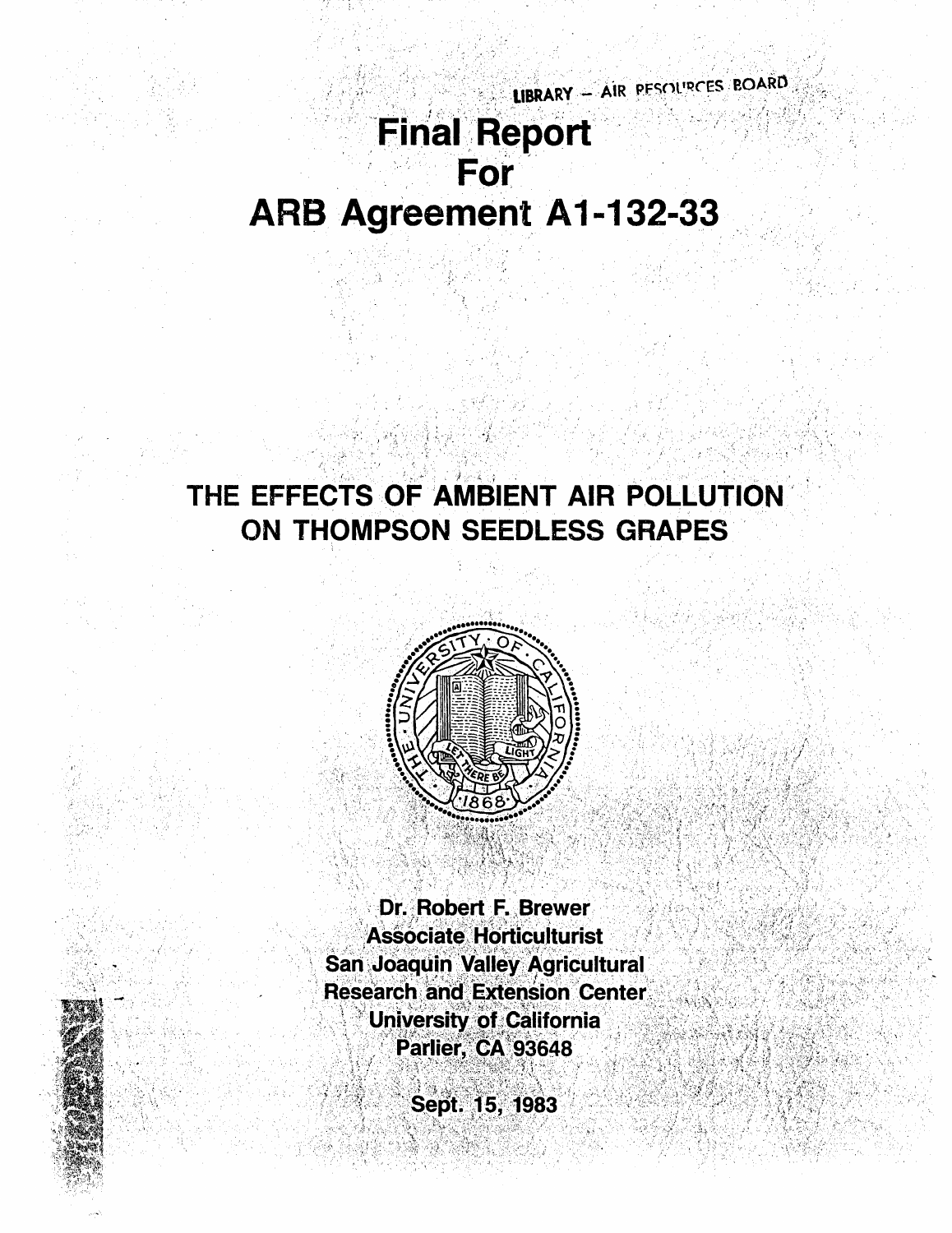LIBRARY – AIR RESOURCES BOARD

# Final Report For ARB Agreement A1-132-33

## THE EFFECTS OF AMBIENT AIR POLLUTION ON THOMPSON SEEDLESS GRAPES

Dr. Robert F. Brewer
Associate Horticulturist
San Joaquin Valley Agricultural Research and Extension Center
University of California
Parlier, CA 93648

Sept. 15, 1983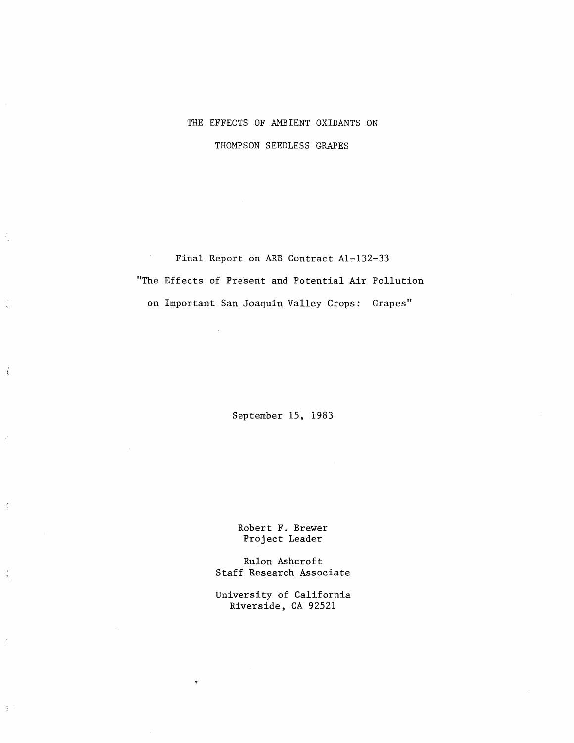# THE EFFECTS OF AMBIENT OXIDANTS ON THOMPSON SEEDLESS GRAPES

Final Report on ARB Contract A1-132-33

"The Effects of Present and Potential Air Pollution on Important San Joaquin Valley Crops: Grapes"

September 15, 1983

Robert F. Brewer
Project Leader

Rulon Ashcroft
Staff Research Associate

University of California
Riverside, CA 92521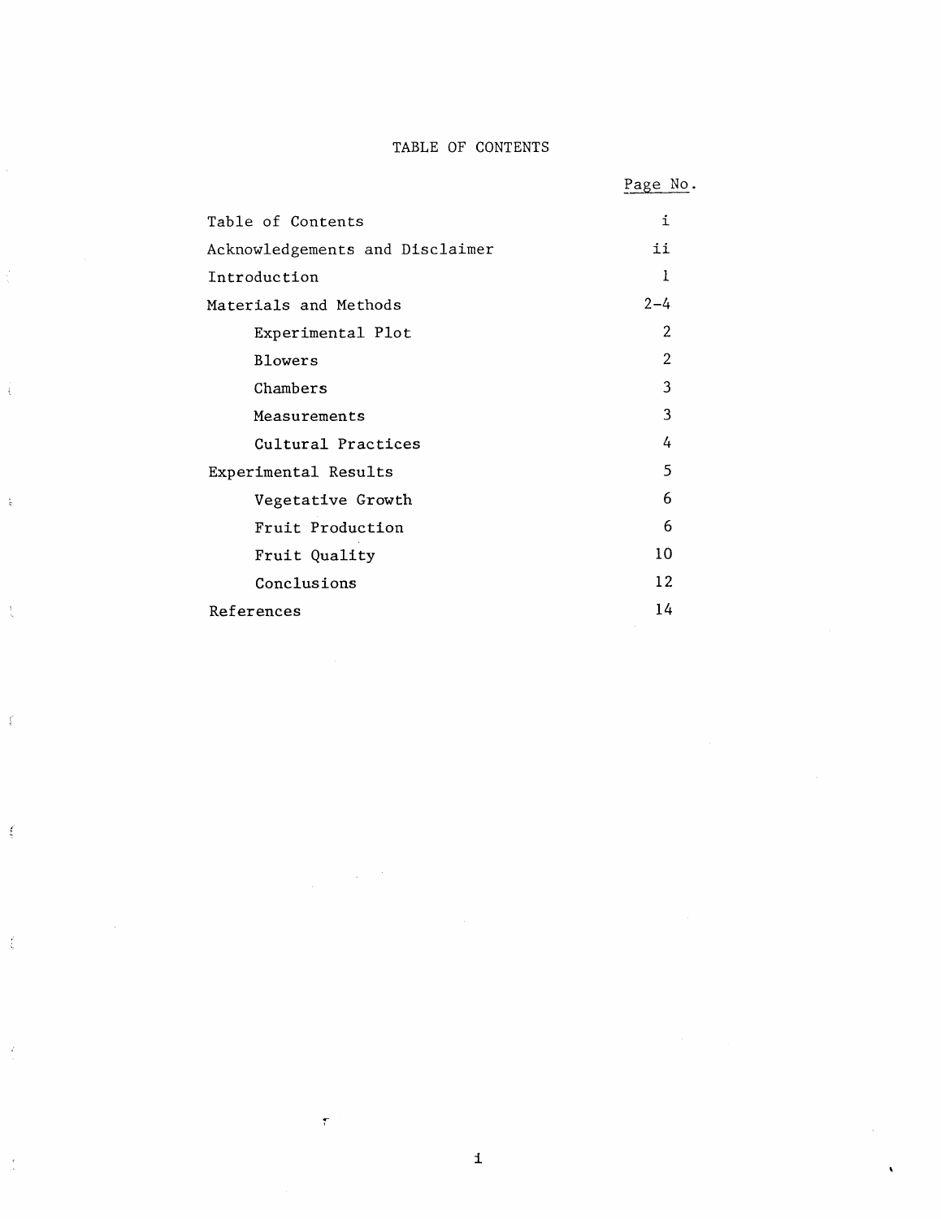# TABLE OF CONTENTS

| | Page No. |
|---|---|
| Table of Contents | i |
| Acknowledgements and Disclaimer | ii |
| Introduction | 1 |
| Materials and Methods | 2-4 |
| Experimental Plot | 2 |
| Blowers | 2 |
| Chambers | 3 |
| Measurements | 3 |
| Cultural Practices | 4 |
| Experimental Results | 5 |
| Vegetative Growth | 6 |
| Fruit Production | 6 |
| Fruit Quality | 10 |
| Conclusions | 12 |
| References | 14 |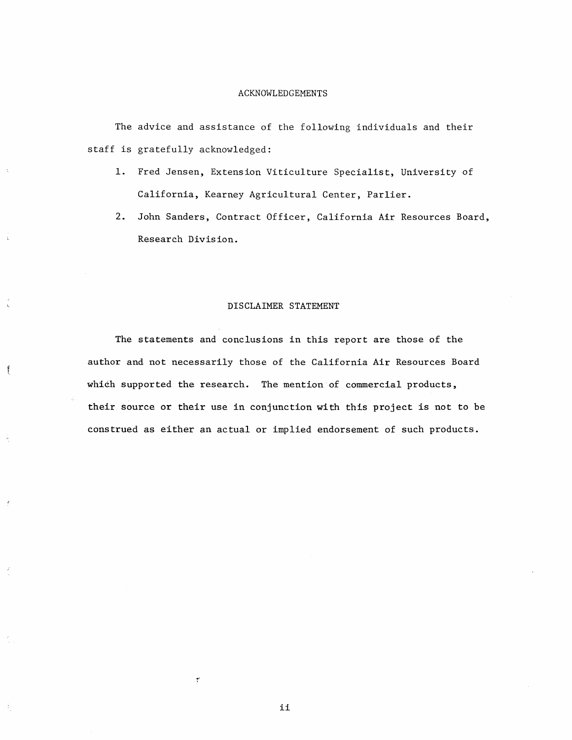## ACKNOWLEDGEMENTS

The advice and assistance of the following individuals and their staff is gratefully acknowledged:

1. Fred Jensen, Extension Viticulture Specialist, University of California, Kearney Agricultural Center, Parlier.
2. John Sanders, Contract Officer, California Air Resources Board, Research Division.

## DISCLAIMER STATEMENT

The statements and conclusions in this report are those of the author and not necessarily those of the California Air Resources Board which supported the research. The mention of commercial products, their source or their use in conjunction with this project is not to be construed as either an actual or implied endorsement of such products.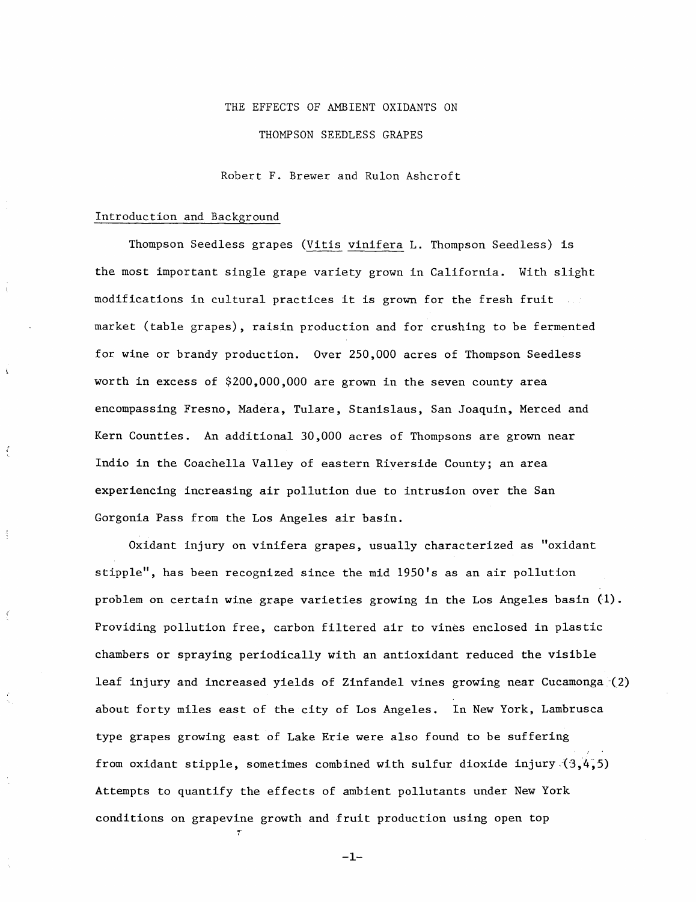# THE EFFECTS OF AMBIENT OXIDANTS ON THOMPSON SEEDLESS GRAPES

Robert F. Brewer and Rulon Ashcroft

## Introduction and Background

Thompson Seedless grapes (*Vitis vinifera* L. Thompson Seedless) is the most important single grape variety grown in California. With slight modifications in cultural practices it is grown for the fresh fruit market (table grapes), raisin production and for crushing to be fermented for wine or brandy production. Over 250,000 acres of Thompson Seedless worth in excess of $200,000,000 are grown in the seven county area encompassing Fresno, Madera, Tulare, Stanislaus, San Joaquin, Merced and Kern Counties. An additional 30,000 acres of Thompsons are grown near Indio in the Coachella Valley of eastern Riverside County; an area experiencing increasing air pollution due to intrusion over the San Gorgonia Pass from the Los Angeles air basin.

Oxidant injury on vinifera grapes, usually characterized as "oxidant stipple", has been recognized since the mid 1950's as an air pollution problem on certain wine grape varieties growing in the Los Angeles basin (1). Providing pollution free, carbon filtered air to vines enclosed in plastic chambers or spraying periodically with an antioxidant reduced the visible leaf injury and increased yields of Zinfandel vines growing near Cucamonga (2) about forty miles east of the city of Los Angeles. In New York, Lambrusca type grapes growing east of Lake Erie were also found to be suffering from oxidant stipple, sometimes combined with sulfur dioxide injury (3,4,5) Attempts to quantify the effects of ambient pollutants under New York conditions on grapevine growth and fruit production using open top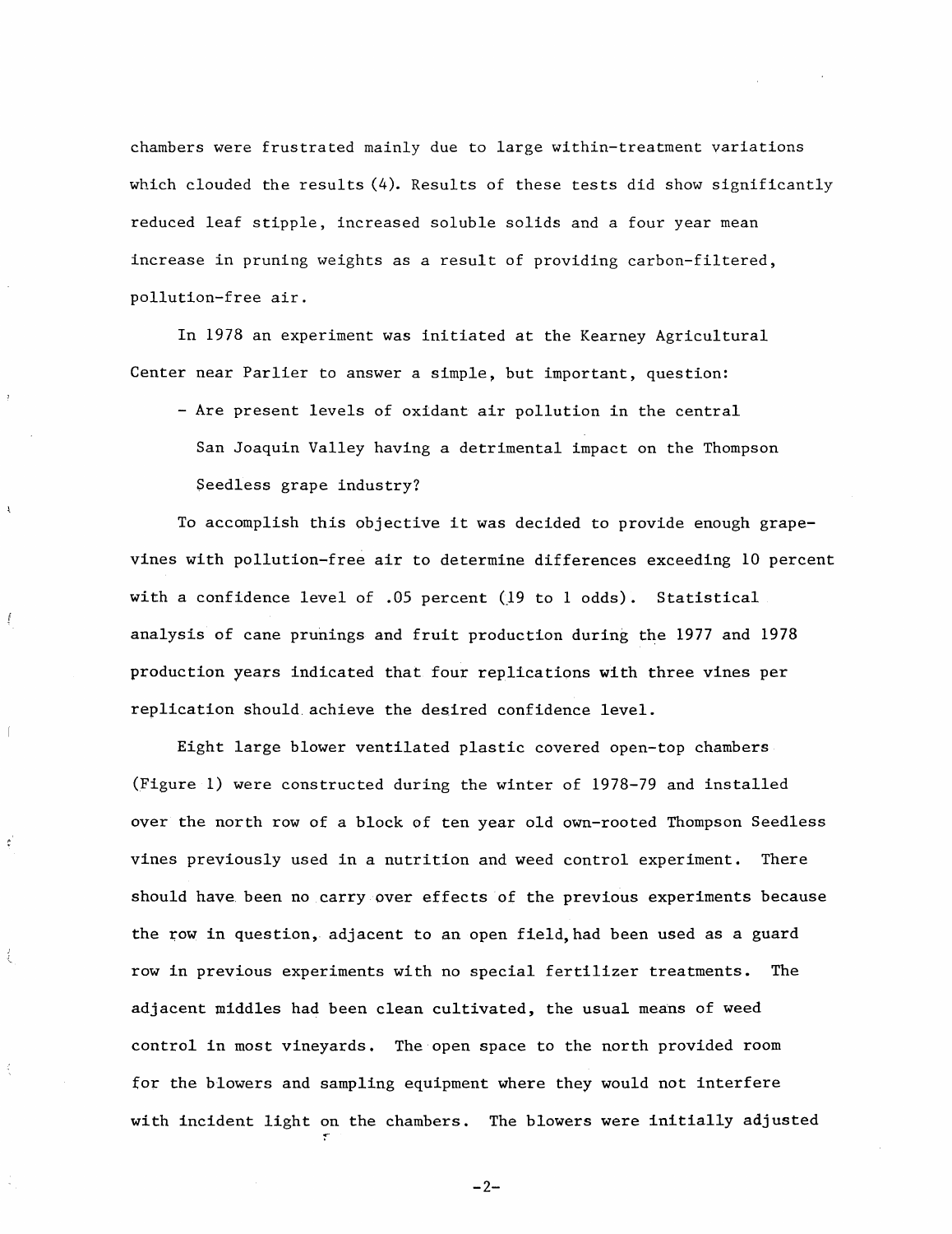chambers were frustrated mainly due to large within-treatment variations which clouded the results (4). Results of these tests did show significantly reduced leaf stipple, increased soluble solids and a four year mean increase in pruning weights as a result of providing carbon-filtered, pollution-free air.

In 1978 an experiment was initiated at the Kearney Agricultural Center near Parlier to answer a simple, but important, question:

- Are present levels of oxidant air pollution in the central San Joaquin Valley having a detrimental impact on the Thompson Seedless grape industry?

To accomplish this objective it was decided to provide enough grapevines with pollution-free air to determine differences exceeding 10 percent with a confidence level of .05 percent (19 to 1 odds). Statistical analysis of cane prunings and fruit production during the 1977 and 1978 production years indicated that four replications with three vines per replication should achieve the desired confidence level.

Eight large blower ventilated plastic covered open-top chambers (Figure 1) were constructed during the winter of 1978-79 and installed over the north row of a block of ten year old own-rooted Thompson Seedless vines previously used in a nutrition and weed control experiment. There should have been no carry over effects of the previous experiments because the row in question, adjacent to an open field, had been used as a guard row in previous experiments with no special fertilizer treatments. The adjacent middles had been clean cultivated, the usual means of weed control in most vineyards. The open space to the north provided room for the blowers and sampling equipment where they would not interfere with incident light on the chambers. The blowers were initially adjusted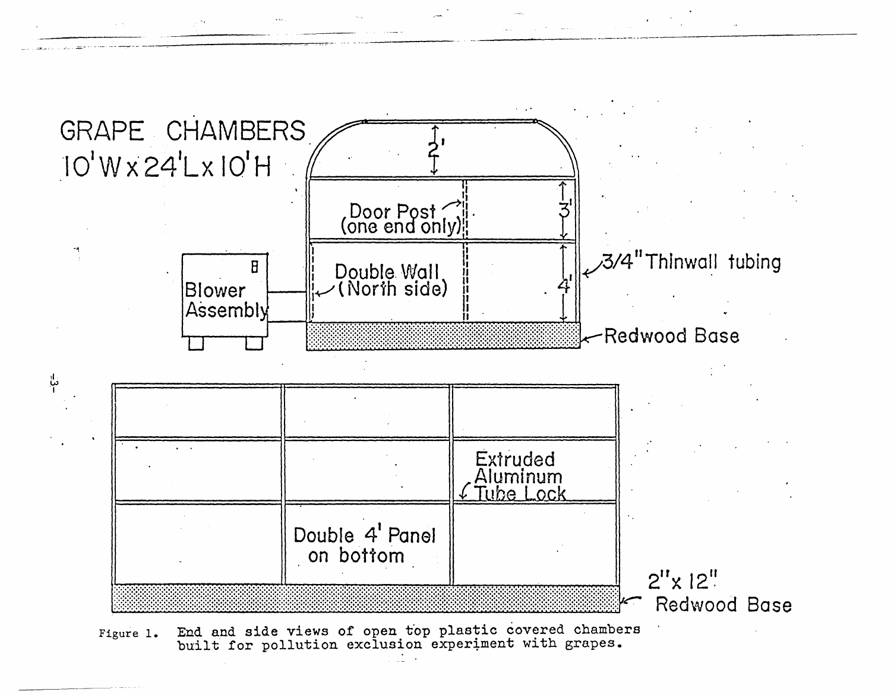GRAPE CHAMBERS
10'W x 24'L x 10'H

Door Post (one end only)

Double Wall (North side)

Blower Assembly

3/4" Thinwall tubing

Redwood Base

2'

3'

4'

Extruded Aluminum Tube Lock

Double 4' Panel on bottom

2" x 12" Redwood Base

Figure 1. End and side views of open top plastic covered chambers built for pollution exclusion experiment with grapes.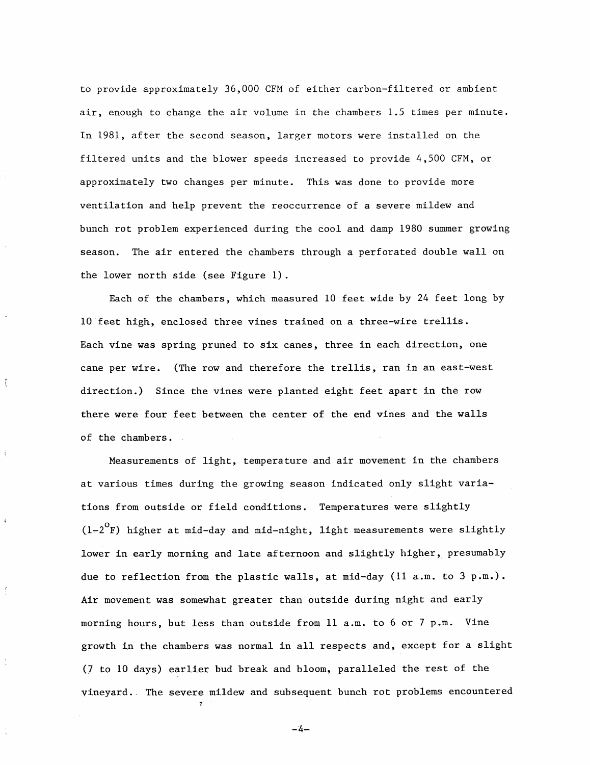to provide approximately 36,000 CFM of either carbon-filtered or ambient air, enough to change the air volume in the chambers 1.5 times per minute. In 1981, after the second season, larger motors were installed on the filtered units and the blower speeds increased to provide 4,500 CFM, or approximately two changes per minute. This was done to provide more ventilation and help prevent the reoccurrence of a severe mildew and bunch rot problem experienced during the cool and damp 1980 summer growing season. The air entered the chambers through a perforated double wall on the lower north side (see Figure 1).

Each of the chambers, which measured 10 feet wide by 24 feet long by 10 feet high, enclosed three vines trained on a three-wire trellis. Each vine was spring pruned to six canes, three in each direction, one cane per wire. (The row and therefore the trellis, ran in an east-west direction.) Since the vines were planted eight feet apart in the row there were four feet between the center of the end vines and the walls of the chambers.

Measurements of light, temperature and air movement in the chambers at various times during the growing season indicated only slight variations from outside or field conditions. Temperatures were slightly (1-2°F) higher at mid-day and mid-night, light measurements were slightly lower in early morning and late afternoon and slightly higher, presumably due to reflection from the plastic walls, at mid-day (11 a.m. to 3 p.m.). Air movement was somewhat greater than outside during night and early morning hours, but less than outside from 11 a.m. to 6 or 7 p.m. Vine growth in the chambers was normal in all respects and, except for a slight (7 to 10 days) earlier bud break and bloom, paralleled the rest of the vineyard. The severe mildew and subsequent bunch rot problems encountered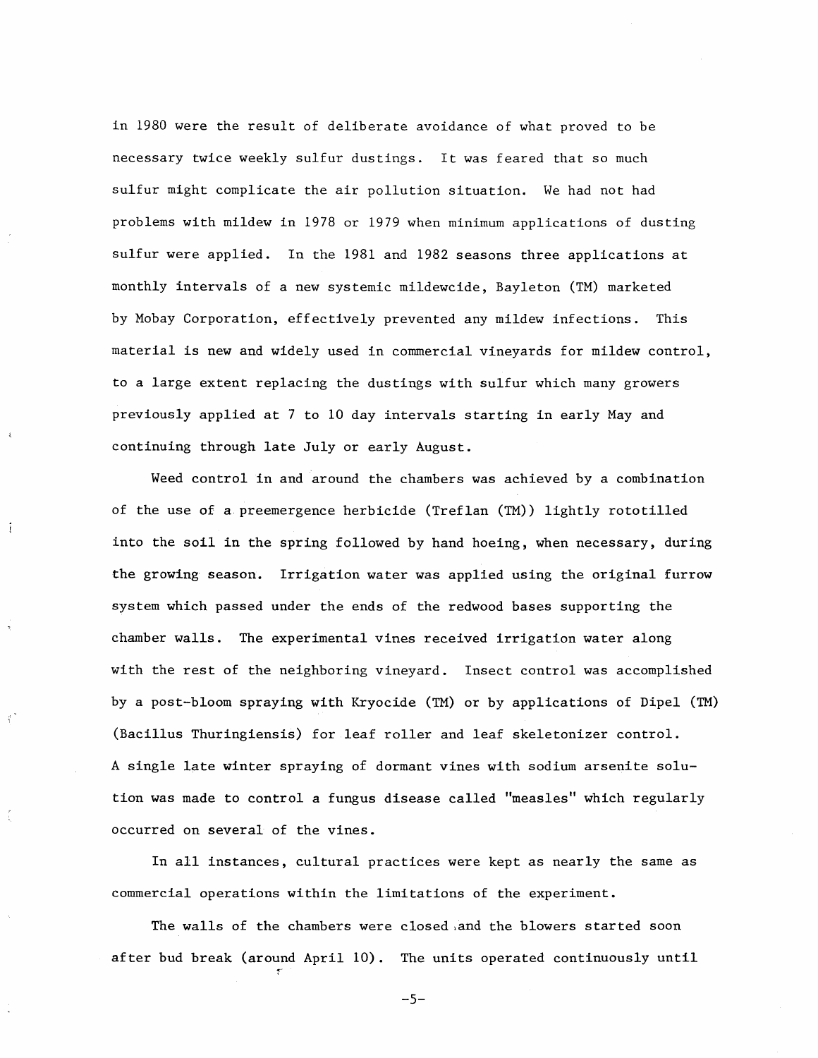in 1980 were the result of deliberate avoidance of what proved to be necessary twice weekly sulfur dustings. It was feared that so much sulfur might complicate the air pollution situation. We had not had problems with mildew in 1978 or 1979 when minimum applications of dusting sulfur were applied. In the 1981 and 1982 seasons three applications at monthly intervals of a new systemic mildewcide, Bayleton (TM) marketed by Mobay Corporation, effectively prevented any mildew infections. This material is new and widely used in commercial vineyards for mildew control, to a large extent replacing the dustings with sulfur which many growers previously applied at 7 to 10 day intervals starting in early May and continuing through late July or early August.

Weed control in and around the chambers was achieved by a combination of the use of a preemergence herbicide (Treflan (TM)) lightly rototilled into the soil in the spring followed by hand hoeing, when necessary, during the growing season. Irrigation water was applied using the original furrow system which passed under the ends of the redwood bases supporting the chamber walls. The experimental vines received irrigation water along with the rest of the neighboring vineyard. Insect control was accomplished by a post-bloom spraying with Kryocide (TM) or by applications of Dipel (TM) (Bacillus Thuringiensis) for leaf roller and leaf skeletonizer control. A single late winter spraying of dormant vines with sodium arsenite solution was made to control a fungus disease called "measles" which regularly occurred on several of the vines.

In all instances, cultural practices were kept as nearly the same as commercial operations within the limitations of the experiment.

The walls of the chambers were closed and the blowers started soon after bud break (around April 10). The units operated continuously until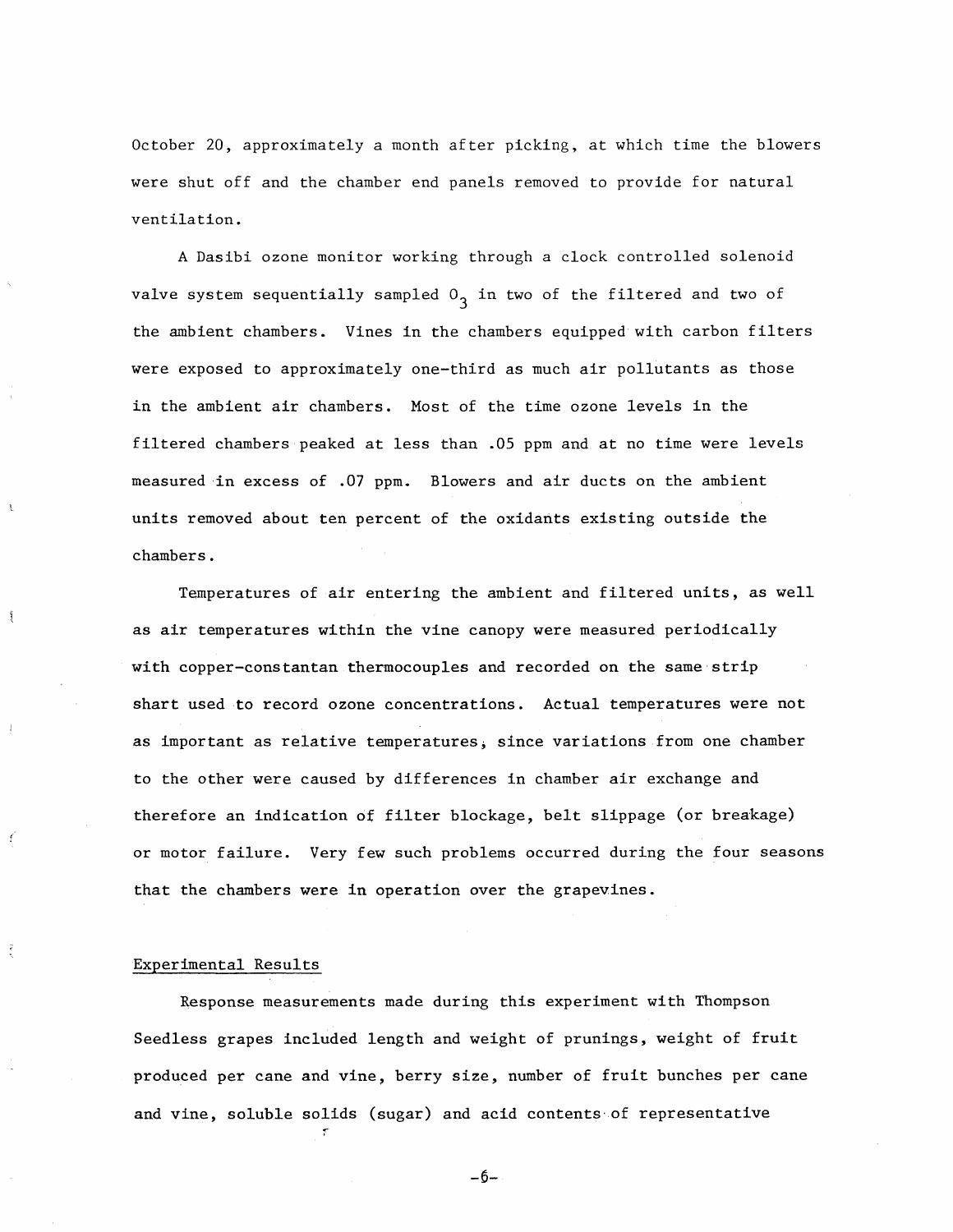October 20, approximately a month after picking, at which time the blowers were shut off and the chamber end panels removed to provide for natural ventilation.

A Dasibi ozone monitor working through a clock controlled solenoid valve system sequentially sampled $O_3$ in two of the filtered and two of the ambient chambers. Vines in the chambers equipped with carbon filters were exposed to approximately one-third as much air pollutants as those in the ambient air chambers. Most of the time ozone levels in the filtered chambers peaked at less than .05 ppm and at no time were levels measured in excess of .07 ppm. Blowers and air ducts on the ambient units removed about ten percent of the oxidants existing outside the chambers.

Temperatures of air entering the ambient and filtered units, as well as air temperatures within the vine canopy were measured periodically with copper-constantan thermocouples and recorded on the same strip shart used to record ozone concentrations. Actual temperatures were not as important as relative temperatures, since variations from one chamber to the other were caused by differences in chamber air exchange and therefore an indication of filter blockage, belt slippage (or breakage) or motor failure. Very few such problems occurred during the four seasons that the chambers were in operation over the grapevines.

## Experimental Results

Response measurements made during this experiment with Thompson Seedless grapes included length and weight of prunings, weight of fruit produced per cane and vine, berry size, number of fruit bunches per cane and vine, soluble solids (sugar) and acid contents of representative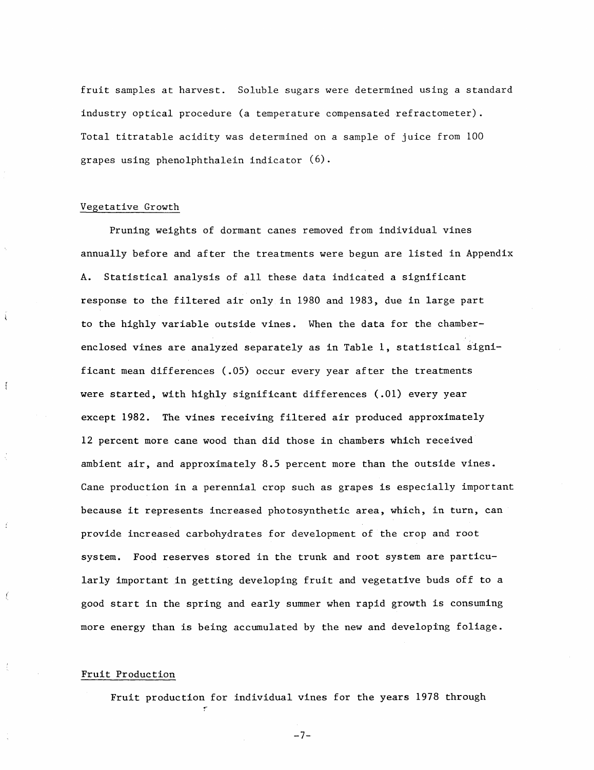fruit samples at harvest. Soluble sugars were determined using a standard industry optical procedure (a temperature compensated refractometer). Total titratable acidity was determined on a sample of juice from 100 grapes using phenolphthalein indicator (6).

## Vegetative Growth

Pruning weights of dormant canes removed from individual vines annually before and after the treatments were begun are listed in Appendix A. Statistical analysis of all these data indicated a significant response to the filtered air only in 1980 and 1983, due in large part to the highly variable outside vines. When the data for the chamber-enclosed vines are analyzed separately as in Table 1, statistical significant mean differences (.05) occur every year after the treatments were started, with highly significant differences (.01) every year except 1982. The vines receiving filtered air produced approximately 12 percent more cane wood than did those in chambers which received ambient air, and approximately 8.5 percent more than the outside vines. Cane production in a perennial crop such as grapes is especially important because it represents increased photosynthetic area, which, in turn, can provide increased carbohydrates for development of the crop and root system. Food reserves stored in the trunk and root system are particularly important in getting developing fruit and vegetative buds off to a good start in the spring and early summer when rapid growth is consuming more energy than is being accumulated by the new and developing foliage.

## Fruit Production

Fruit production for individual vines for the years 1978 through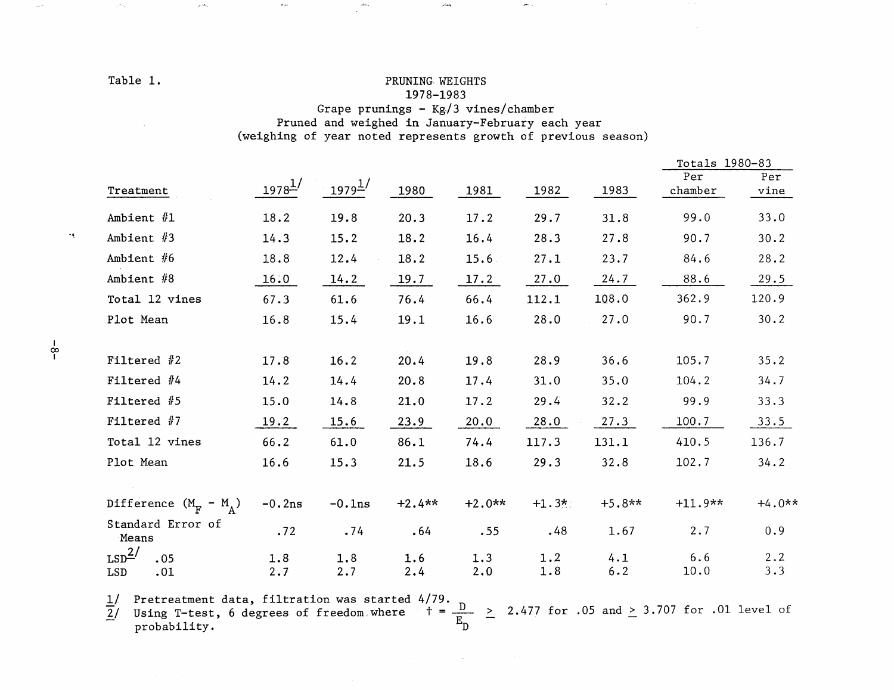Table 1.

PRUNING WEIGHTS
1978-1983
Grape prunings - Kg/3 vines/chamber
Pruned and weighed in January-February each year
(weighing of year noted represents growth of previous season)

| Treatment | 1978[1] | 1979[1] | 1980 | 1981 | 1982 | 1983 | Totals 1980-83 Per chamber | Totals 1980-83 Per vine |
|---|---|---|---|---|---|---|---|---|
| Ambient #1 | 18.2 | 19.8 | 20.3 | 17.2 | 29.7 | 31.8 | 99.0 | 33.0 |
| Ambient #3 | 14.3 | 15.2 | 18.2 | 16.4 | 28.3 | 27.8 | 90.7 | 30.2 |
| Ambient #6 | 18.8 | 12.4 | 18.2 | 15.6 | 27.1 | 23.7 | 84.6 | 28.2 |
| Ambient #8 | 16.0 | 14.2 | 19.7 | 17.2 | 27.0 | 24.7 | 88.6 | 29.5 |
| Total 12 vines | 67.3 | 61.6 | 76.4 | 66.4 | 112.1 | 108.0 | 362.9 | 120.9 |
| Plot Mean | 16.8 | 15.4 | 19.1 | 16.6 | 28.0 | 27.0 | 90.7 | 30.2 |
| | | | | | | | | |
| Filtered #2 | 17.8 | 16.2 | 20.4 | 19.8 | 28.9 | 36.6 | 105.7 | 35.2 |
| Filtered #4 | 14.2 | 14.4 | 20.8 | 17.4 | 31.0 | 35.0 | 104.2 | 34.7 |
| Filtered #5 | 15.0 | 14.8 | 21.0 | 17.2 | 29.4 | 32.2 | 99.9 | 33.3 |
| Filtered #7 | 19.2 | 15.6 | 23.9 | 20.0 | 28.0 | 27.3 | 100.7 | 33.5 |
| Total 12 vines | 66.2 | 61.0 | 86.1 | 74.4 | 117.3 | 131.1 | 410.5 | 136.7 |
| Plot Mean | 16.6 | 15.3 | 21.5 | 18.6 | 29.3 | 32.8 | 102.7 | 34.2 |
| | | | | | | | | |
| Difference ($M_F$ - $M_A$) | -0.2ns | -0.1ns | +2.4** | +2.0** | +1.3* | +5.8** | +11.9** | +4.0** |
| Standard Error of Means | .72 | .74 | .64 | .55 | .48 | 1.67 | 2.7 | 0.9 |
| LSD[2] .05 | 1.8 | 1.8 | 1.6 | 1.3 | 1.2 | 4.1 | 6.6 | 2.2 |
| LSD .01 | 2.7 | 2.7 | 2.4 | 2.0 | 1.8 | 6.2 | 10.0 | 3.3 |

1/ Pretreatment data, filtration was started 4/79.

2/ Using T-test, 6 degrees of freedom where $t = \frac{D}{E_D} \geq 2.477$ for .05 and $\geq 3.707$ for .01 level of probability.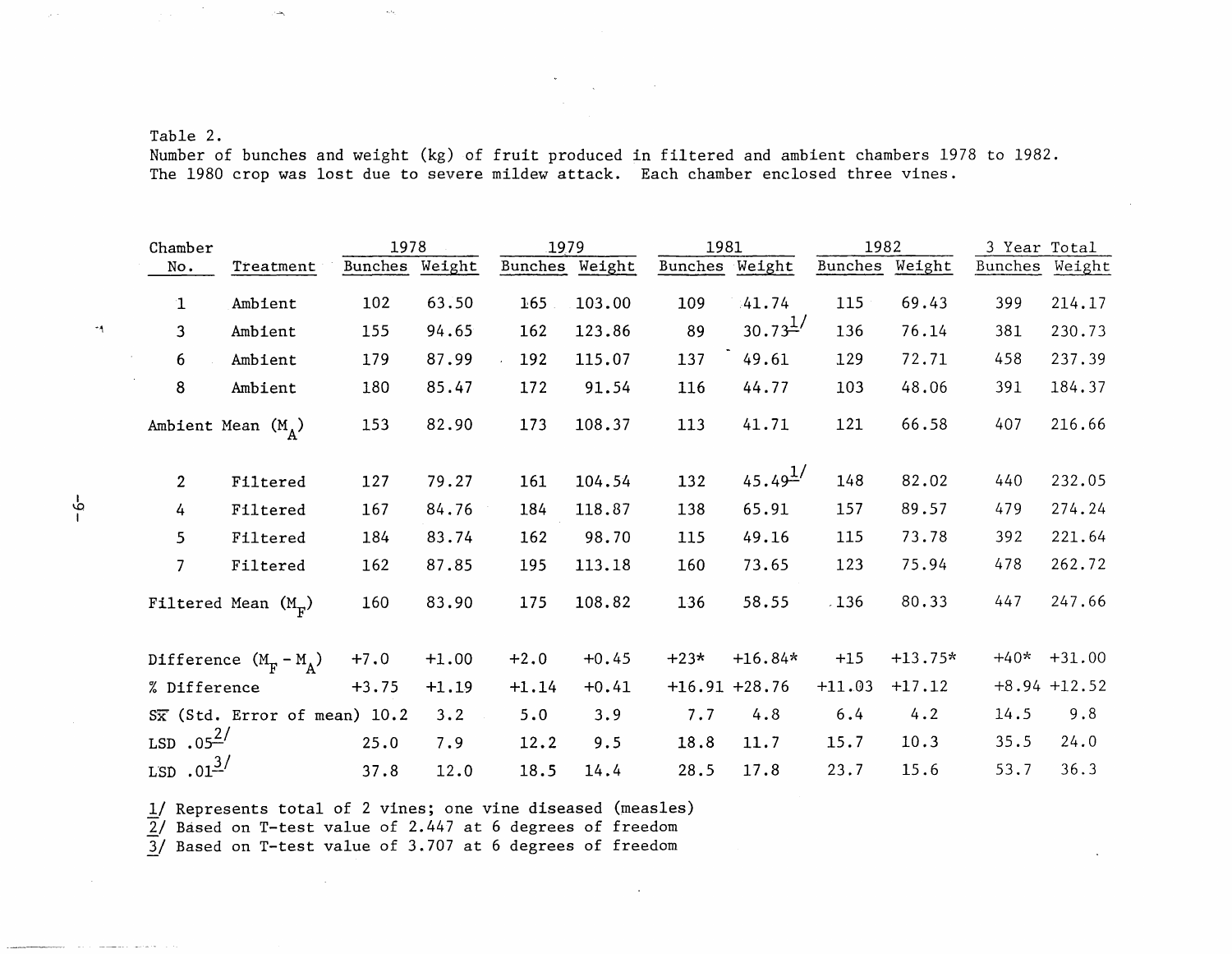Table 2.
Number of bunches and weight (kg) of fruit produced in filtered and ambient chambers 1978 to 1982. The 1980 crop was lost due to severe mildew attack. Each chamber enclosed three vines.

| Chamber No. | Treatment | 1978 | | 1979 | | 1981 | | 1982 | | 3 Year Total | |
|---|---|---|---|---|---|---|---|---|---|---|---|
| | | Bunches | Weight | Bunches | Weight | Bunches | Weight | Bunches | Weight | Bunches | Weight |
| 1 | Ambient | 102 | 63.50 | 165 | 103.00 | 109 | 41.74 | 115 | 69.43 | 399 | 214.17 |
| 3 | Ambient | 155 | 94.65 | 162 | 123.86 | 89 | 30.73 1/ | 136 | 76.14 | 381 | 230.73 |
| 6 | Ambient | 179 | 87.99 | 192 | 115.07 | 137 | 49.61 | 129 | 72.71 | 458 | 237.39 |
| 8 | Ambient | 180 | 85.47 | 172 | 91.54 | 116 | 44.77 | 103 | 48.06 | 391 | 184.37 |
| Ambient Mean ($M_A$) | | 153 | 82.90 | 173 | 108.37 | 113 | 41.71 | 121 | 66.58 | 407 | 216.66 |
| 2 | Filtered | 127 | 79.27 | 161 | 104.54 | 132 | 45.49 1/ | 148 | 82.02 | 440 | 232.05 |
| 4 | Filtered | 167 | 84.76 | 184 | 118.87 | 138 | 65.91 | 157 | 89.57 | 479 | 274.24 |
| 5 | Filtered | 184 | 83.74 | 162 | 98.70 | 115 | 49.16 | 115 | 73.78 | 392 | 221.64 |
| 7 | Filtered | 162 | 87.85 | 195 | 113.18 | 160 | 73.65 | 123 | 75.94 | 478 | 262.72 |
| Filtered Mean ($M_F$) | | 160 | 83.90 | 175 | 108.82 | 136 | 58.55 | 136 | 80.33 | 447 | 247.66 |
| Difference ($M_F - M_A$) | | +7.0 | +1.00 | +2.0 | +0.45 | +23* | +16.84* | +15 | +13.75* | +40* | +31.00 |
| % Difference | | +3.75 | +1.19 | +1.14 | +0.41 | +16.91 | +28.76 | +11.03 | +17.12 | +8.94 | +12.52 |
| $S_{\bar{x}}$ (Std. Error of mean) | | 10.2 | 3.2 | 5.0 | 3.9 | 7.7 | 4.8 | 6.4 | 4.2 | 14.5 | 9.8 |
| LSD .05 2/ | | 25.0 | 7.9 | 12.2 | 9.5 | 18.8 | 11.7 | 15.7 | 10.3 | 35.5 | 24.0 |
| LSD .01 3/ | | 37.8 | 12.0 | 18.5 | 14.4 | 28.5 | 17.8 | 23.7 | 15.6 | 53.7 | 36.3 |

1/ Represents total of 2 vines; one vine diseased (measles)
2/ Based on T-test value of 2.447 at 6 degrees of freedom
3/ Based on T-test value of 3.707 at 6 degrees of freedom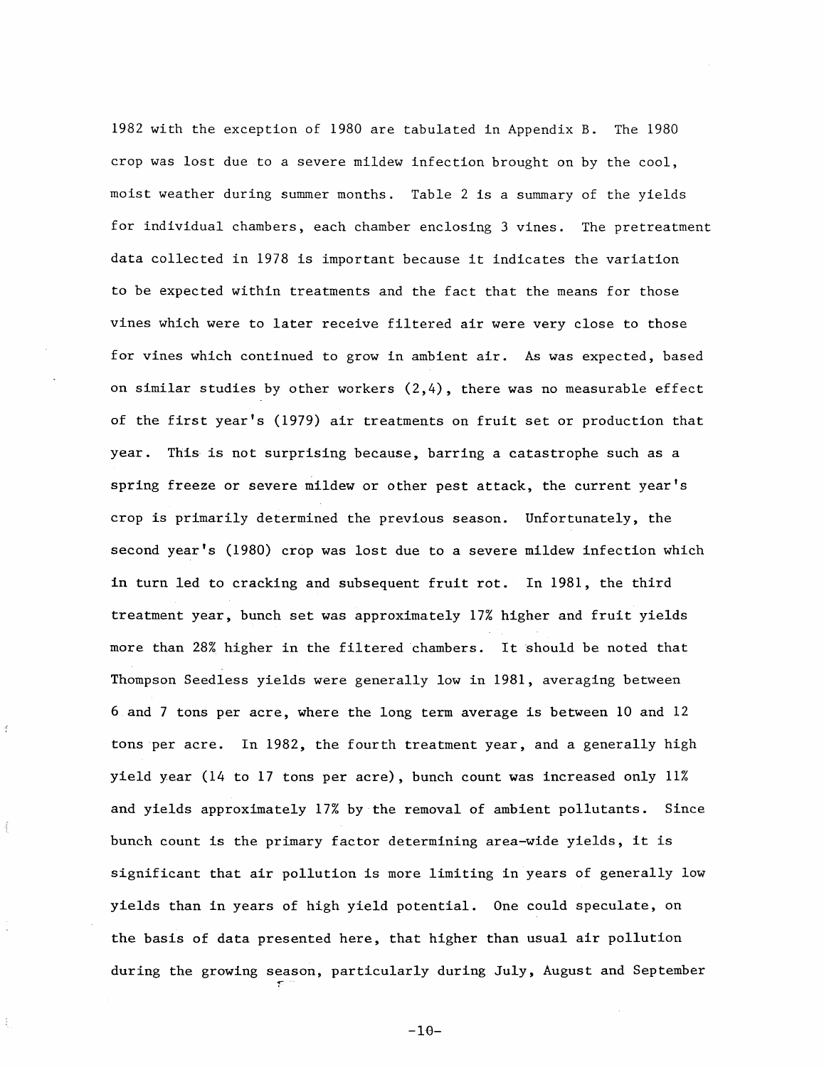1982 with the exception of 1980 are tabulated in Appendix B. The 1980 crop was lost due to a severe mildew infection brought on by the cool, moist weather during summer months. Table 2 is a summary of the yields for individual chambers, each chamber enclosing 3 vines. The pretreatment data collected in 1978 is important because it indicates the variation to be expected within treatments and the fact that the means for those vines which were to later receive filtered air were very close to those for vines which continued to grow in ambient air. As was expected, based on similar studies by other workers (2,4), there was no measurable effect of the first year's (1979) air treatments on fruit set or production that year. This is not surprising because, barring a catastrophe such as a spring freeze or severe mildew or other pest attack, the current year's crop is primarily determined the previous season. Unfortunately, the second year's (1980) crop was lost due to a severe mildew infection which in turn led to cracking and subsequent fruit rot. In 1981, the third treatment year, bunch set was approximately 17% higher and fruit yields more than 28% higher in the filtered chambers. It should be noted that Thompson Seedless yields were generally low in 1981, averaging between 6 and 7 tons per acre, where the long term average is between 10 and 12 tons per acre. In 1982, the fourth treatment year, and a generally high yield year (14 to 17 tons per acre), bunch count was increased only 11% and yields approximately 17% by the removal of ambient pollutants. Since bunch count is the primary factor determining area-wide yields, it is significant that air pollution is more limiting in years of generally low yields than in years of high yield potential. One could speculate, on the basis of data presented here, that higher than usual air pollution during the growing season, particularly during July, August and September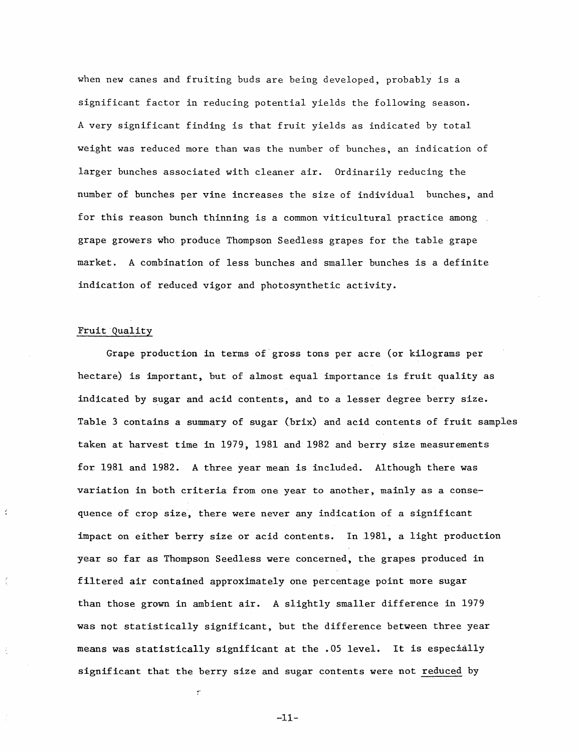when new canes and fruiting buds are being developed, probably is a significant factor in reducing potential yields the following season. A very significant finding is that fruit yields as indicated by total weight was reduced more than was the number of bunches, an indication of larger bunches associated with cleaner air. Ordinarily reducing the number of bunches per vine increases the size of individual bunches, and for this reason bunch thinning is a common viticultural practice among grape growers who produce Thompson Seedless grapes for the table grape market. A combination of less bunches and smaller bunches is a definite indication of reduced vigor and photosynthetic activity.

## Fruit Quality

Grape production in terms of gross tons per acre (or kilograms per hectare) is important, but of almost equal importance is fruit quality as indicated by sugar and acid contents, and to a lesser degree berry size. Table 3 contains a summary of sugar (brix) and acid contents of fruit samples taken at harvest time in 1979, 1981 and 1982 and berry size measurements for 1981 and 1982. A three year mean is included. Although there was variation in both criteria from one year to another, mainly as a consequence of crop size, there were never any indication of a significant impact on either berry size or acid contents. In 1981, a light production year so far as Thompson Seedless were concerned, the grapes produced in filtered air contained approximately one percentage point more sugar than those grown in ambient air. A slightly smaller difference in 1979 was not statistically significant, but the difference between three year means was statistically significant at the .05 level. It is especially significant that the berry size and sugar contents were not <u>reduced</u> by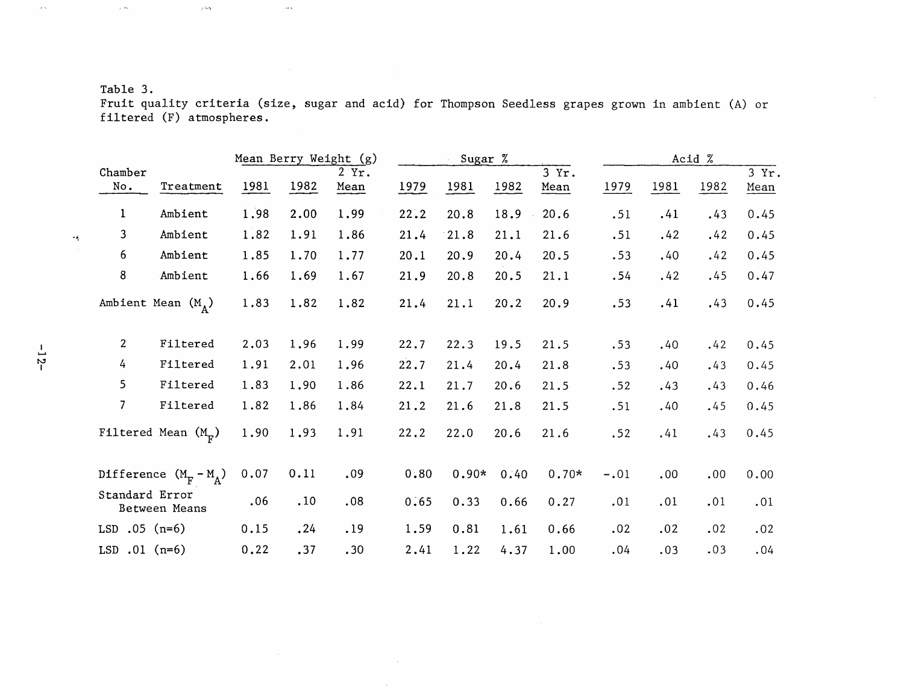Table 3.
Fruit quality criteria (size, sugar and acid) for Thompson Seedless grapes grown in ambient (A) or filtered (F) atmospheres.

| Chamber No. | Treatment | Mean Berry Weight (g) 1981 | 1982 | 2 Yr. Mean | Sugar % 1979 | 1981 | 1982 | 3 Yr. Mean | Acid % 1979 | 1981 | 1982 | 3 Yr. Mean |
|---|---|---|---|---|---|---|---|---|---|---|---|---|
| 1 | Ambient | 1.98 | 2.00 | 1.99 | 22.2 | 20.8 | 18.9 | 20.6 | .51 | .41 | .43 | 0.45 |
| 3 | Ambient | 1.82 | 1.91 | 1.86 | 21.4 | 21.8 | 21.1 | 21.6 | .51 | .42 | .42 | 0.45 |
| 6 | Ambient | 1.85 | 1.70 | 1.77 | 20.1 | 20.9 | 20.4 | 20.5 | .53 | .40 | .42 | 0.45 |
| 8 | Ambient | 1.66 | 1.69 | 1.67 | 21.9 | 20.8 | 20.5 | 21.1 | .54 | .42 | .45 | 0.47 |
| Ambient Mean ($M_A$) | | 1.83 | 1.82 | 1.82 | 21.4 | 21.1 | 20.2 | 20.9 | .53 | .41 | .43 | 0.45 |
| 2 | Filtered | 2.03 | 1.96 | 1.99 | 22.7 | 22.3 | 19.5 | 21.5 | .53 | .40 | .42 | 0.45 |
| 4 | Filtered | 1.91 | 2.01 | 1.96 | 22.7 | 21.4 | 20.4 | 21.8 | .53 | .40 | .43 | 0.45 |
| 5 | Filtered | 1.83 | 1.90 | 1.86 | 22.1 | 21.7 | 20.6 | 21.5 | .52 | .43 | .43 | 0.46 |
| 7 | Filtered | 1.82 | 1.86 | 1.84 | 21.2 | 21.6 | 21.8 | 21.5 | .51 | .40 | .45 | 0.45 |
| Filtered Mean ($M_F$) | | 1.90 | 1.93 | 1.91 | 22.2 | 22.0 | 20.6 | 21.6 | .52 | .41 | .43 | 0.45 |
| Difference ($M_F - M_A$) | | 0.07 | 0.11 | .09 | 0.80 | 0.90* | 0.40 | 0.70* | -.01 | .00 | .00 | 0.00 |
| Standard Error Between Means | | .06 | .10 | .08 | 0.65 | 0.33 | 0.66 | 0.27 | .01 | .01 | .01 | .01 |
| LSD .05 (n=6) | | 0.15 | .24 | .19 | 1.59 | 0.81 | 1.61 | 0.66 | .02 | .02 | .02 | .02 |
| LSD .01 (n=6) | | 0.22 | .37 | .30 | 2.41 | 1.22 | 4.37 | 1.00 | .04 | .03 | .03 | .04 |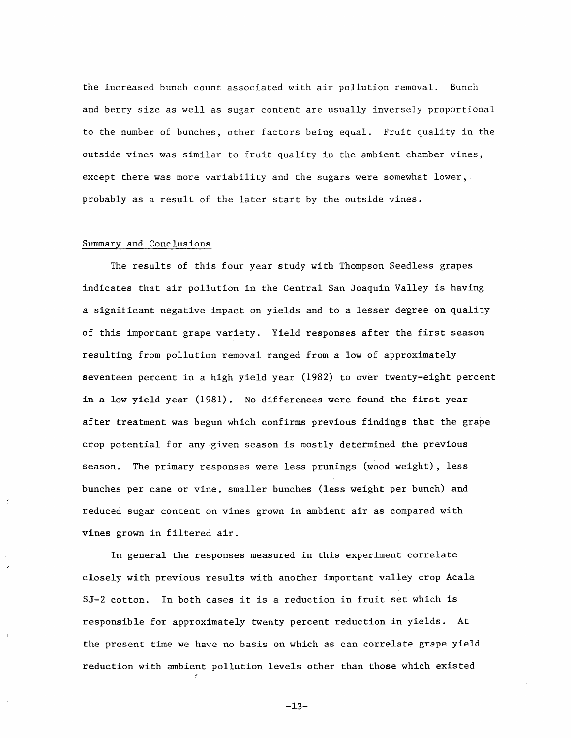the increased bunch count associated with air pollution removal. Bunch and berry size as well as sugar content are usually inversely proportional to the number of bunches, other factors being equal. Fruit quality in the outside vines was similar to fruit quality in the ambient chamber vines, except there was more variability and the sugars were somewhat lower, probably as a result of the later start by the outside vines.

## Summary and Conclusions

The results of this four year study with Thompson Seedless grapes indicates that air pollution in the Central San Joaquin Valley is having a significant negative impact on yields and to a lesser degree on quality of this important grape variety. Yield responses after the first season resulting from pollution removal ranged from a low of approximately seventeen percent in a high yield year (1982) to over twenty-eight percent in a low yield year (1981). No differences were found the first year after treatment was begun which confirms previous findings that the grape crop potential for any given season is mostly determined the previous season. The primary responses were less prunings (wood weight), less bunches per cane or vine, smaller bunches (less weight per bunch) and reduced sugar content on vines grown in ambient air as compared with vines grown in filtered air.

In general the responses measured in this experiment correlate closely with previous results with another important valley crop Acala SJ-2 cotton. In both cases it is a reduction in fruit set which is responsible for approximately twenty percent reduction in yields. At the present time we have no basis on which as can correlate grape yield reduction with ambient pollution levels other than those which existed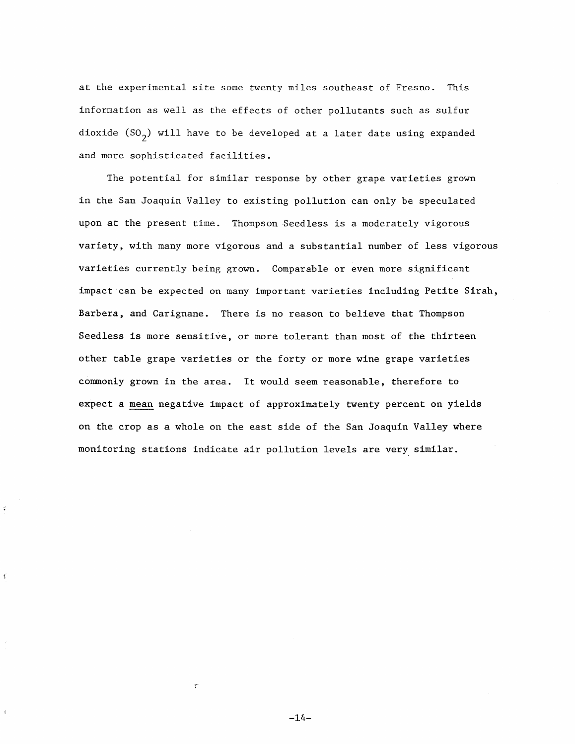at the experimental site some twenty miles southeast of Fresno. This information as well as the effects of other pollutants such as sulfur dioxide ($SO_2$) will have to be developed at a later date using expanded and more sophisticated facilities.

The potential for similar response by other grape varieties grown in the San Joaquin Valley to existing pollution can only be speculated upon at the present time. Thompson Seedless is a moderately vigorous variety, with many more vigorous and a substantial number of less vigorous varieties currently being grown. Comparable or even more significant impact can be expected on many important varieties including Petite Sirah, Barbera, and Carignane. There is no reason to believe that Thompson Seedless is more sensitive, or more tolerant than most of the thirteen other table grape varieties or the forty or more wine grape varieties commonly grown in the area. It would seem reasonable, therefore to expect a <u>mean</u> negative impact of approximately twenty percent on yields on the crop as a whole on the east side of the San Joaquin Valley where monitoring stations indicate air pollution levels are very similar.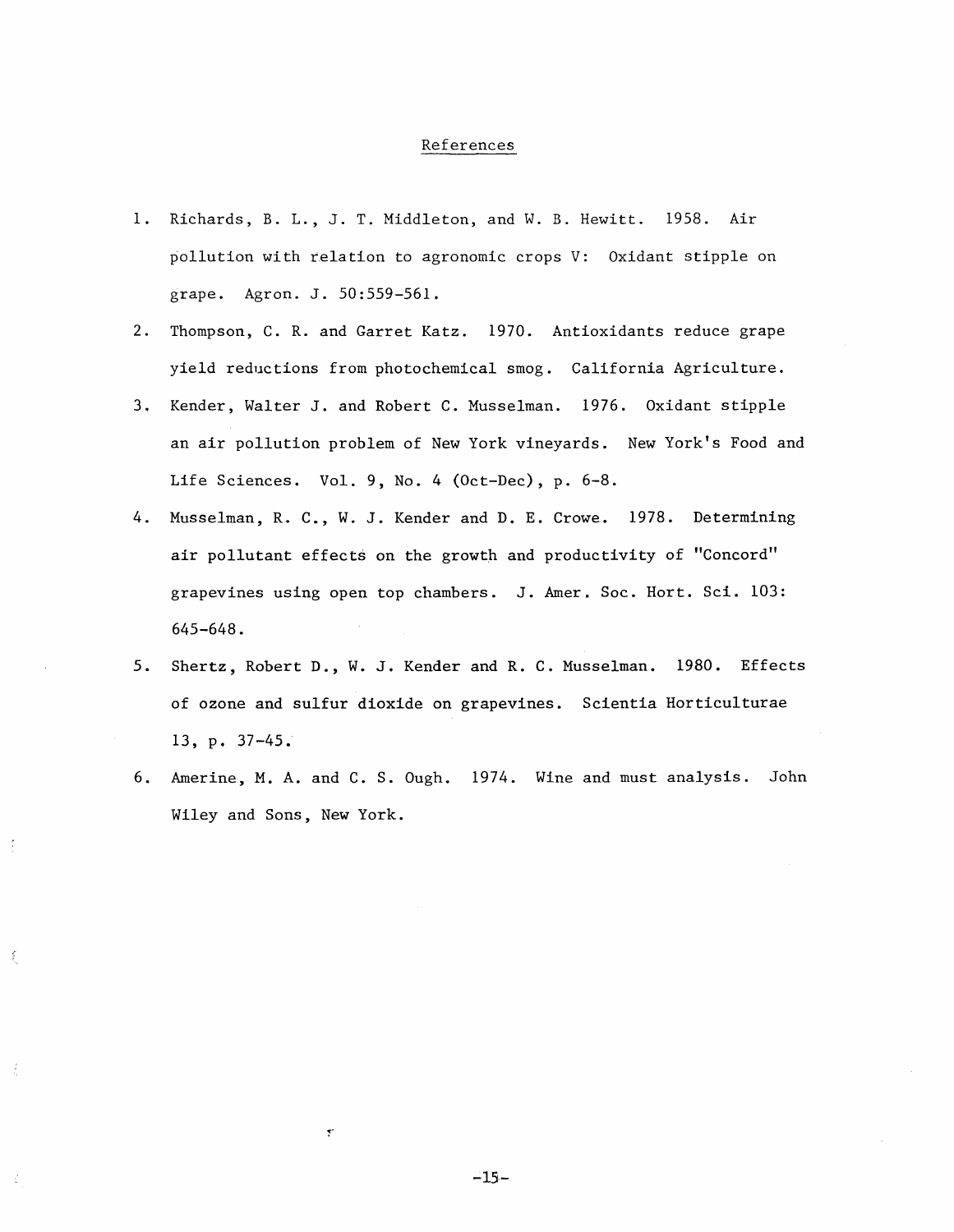## References

1. Richards, B. L., J. T. Middleton, and W. B. Hewitt. 1958. Air pollution with relation to agronomic crops V: Oxidant stipple on grape. Agron. J. 50:559-561.

2. Thompson, C. R. and Garret Katz. 1970. Antioxidants reduce grape yield reductions from photochemical smog. California Agriculture.

3. Kender, Walter J. and Robert C. Musselman. 1976. Oxidant stipple an air pollution problem of New York vineyards. New York's Food and Life Sciences. Vol. 9, No. 4 (Oct-Dec), p. 6-8.

4. Musselman, R. C., W. J. Kender and D. E. Crowe. 1978. Determining air pollutant effects on the growth and productivity of "Concord" grapevines using open top chambers. J. Amer. Soc. Hort. Sci. 103: 645-648.

5. Shertz, Robert D., W. J. Kender and R. C. Musselman. 1980. Effects of ozone and sulfur dioxide on grapevines. Scientia Horticulturae 13, p. 37-45.

6. Amerine, M. A. and C. S. Ough. 1974. Wine and must analysis. John Wiley and Sons, New York.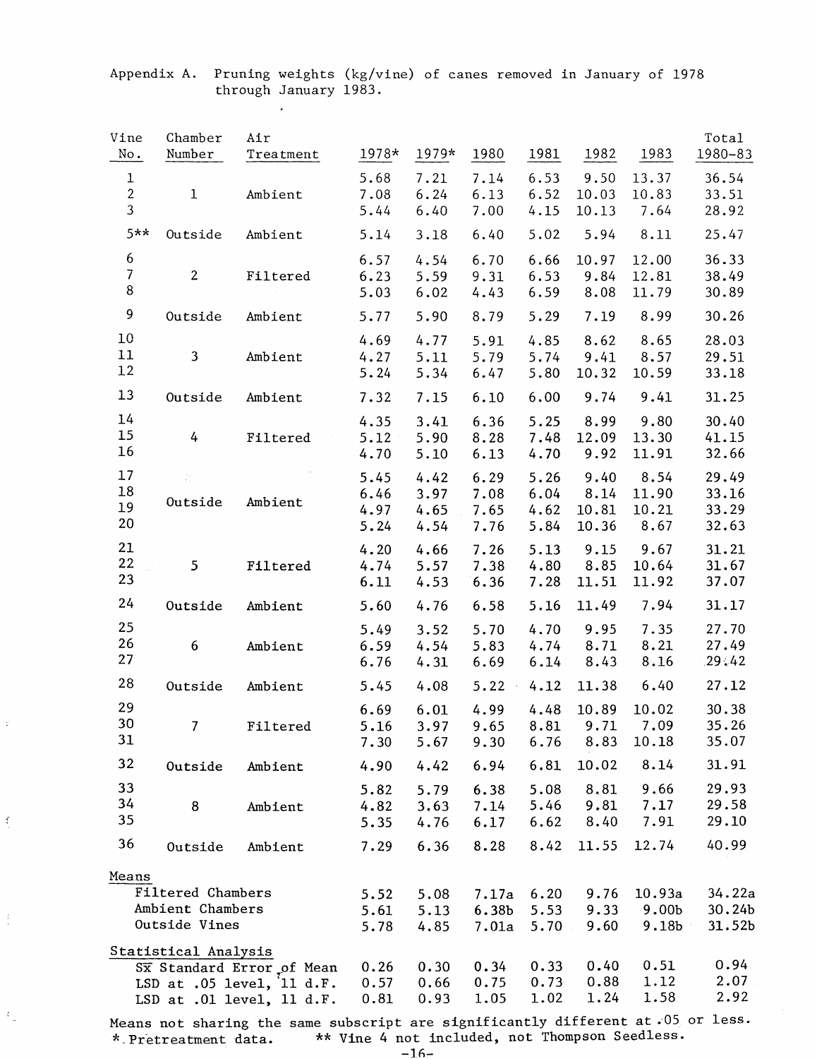Appendix A. Pruning weights (kg/vine) of canes removed in January of 1978 through January 1983.

| Vine No. | Chamber Number | Air Treatment | 1978* | 1979* | 1980 | 1981 | 1982 | 1983 | Total 1980-83 |
|---|---|---|---|---|---|---|---|---|---|
| 1 | 1 | Ambient | 5.68 | 7.21 | 7.14 | 6.53 | 9.50 | 13.37 | 36.54 |
| 2 | | | 7.08 | 6.24 | 6.13 | 6.52 | 10.03 | 10.83 | 33.51 |
| 3 | | | 5.44 | 6.40 | 7.00 | 4.15 | 10.13 | 7.64 | 28.92 |
| 5** | Outside | Ambient | 5.14 | 3.18 | 6.40 | 5.02 | 5.94 | 8.11 | 25.47 |
| 6 | 2 | Filtered | 6.57 | 4.54 | 6.70 | 6.66 | 10.97 | 12.00 | 36.33 |
| 7 | | | 6.23 | 5.59 | 9.31 | 6.53 | 9.84 | 12.81 | 38.49 |
| 8 | | | 5.03 | 6.02 | 4.43 | 6.59 | 8.08 | 11.79 | 30.89 |
| 9 | Outside | Ambient | 5.77 | 5.90 | 8.79 | 5.29 | 7.19 | 8.99 | 30.26 |
| 10 | 3 | Ambient | 4.69 | 4.77 | 5.91 | 4.85 | 8.62 | 8.65 | 28.03 |
| 11 | | | 4.27 | 5.11 | 5.79 | 5.74 | 9.41 | 8.57 | 29.51 |
| 12 | | | 5.24 | 5.34 | 6.47 | 5.80 | 10.32 | 10.59 | 33.18 |
| 13 | Outside | Ambient | 7.32 | 7.15 | 6.10 | 6.00 | 9.74 | 9.41 | 31.25 |
| 14 | 4 | Filtered | 4.35 | 3.41 | 6.36 | 5.25 | 8.99 | 9.80 | 30.40 |
| 15 | | | 5.12 | 5.90 | 8.28 | 7.48 | 12.09 | 13.30 | 41.15 |
| 16 | | | 4.70 | 5.10 | 6.13 | 4.70 | 9.92 | 11.91 | 32.66 |
| 17 | Outside | Ambient | 5.45 | 4.42 | 6.29 | 5.26 | 9.40 | 8.54 | 29.49 |
| 18 | | | 6.46 | 3.97 | 7.08 | 6.04 | 8.14 | 11.90 | 33.16 |
| 19 | | | 4.97 | 4.65 | 7.65 | 4.62 | 10.81 | 10.21 | 33.29 |
| 20 | | | 5.24 | 4.54 | 7.76 | 5.84 | 10.36 | 8.67 | 32.63 |
| 21 | 5 | Filtered | 4.20 | 4.66 | 7.26 | 5.13 | 9.15 | 9.67 | 31.21 |
| 22 | | | 4.74 | 5.57 | 7.38 | 4.80 | 8.85 | 10.64 | 31.67 |
| 23 | | | 6.11 | 4.53 | 6.36 | 7.28 | 11.51 | 11.92 | 37.07 |
| 24 | Outside | Ambient | 5.60 | 4.76 | 6.58 | 5.16 | 11.49 | 7.94 | 31.17 |
| 25 | 6 | Ambient | 5.49 | 3.52 | 5.70 | 4.70 | 9.95 | 7.35 | 27.70 |
| 26 | | | 6.59 | 4.54 | 5.83 | 4.74 | 8.71 | 8.21 | 27.49 |
| 27 | | | 6.76 | 4.31 | 6.69 | 6.14 | 8.43 | 8.16 | 29.42 |
| 28 | Outside | Ambient | 5.45 | 4.08 | 5.22 | 4.12 | 11.38 | 6.40 | 27.12 |
| 29 | 7 | Filtered | 6.69 | 6.01 | 4.99 | 4.48 | 10.89 | 10.02 | 30.38 |
| 30 | | | 5.16 | 3.97 | 9.65 | 8.81 | 9.71 | 7.09 | 35.26 |
| 31 | | | 7.30 | 5.67 | 9.30 | 6.76 | 8.83 | 10.18 | 35.07 |
| 32 | Outside | Ambient | 4.90 | 4.42 | 6.94 | 6.81 | 10.02 | 8.14 | 31.91 |
| 33 | 8 | Ambient | 5.82 | 5.79 | 6.38 | 5.08 | 8.81 | 9.66 | 29.93 |
| 34 | | | 4.82 | 3.63 | 7.14 | 5.46 | 9.81 | 7.17 | 29.58 |
| 35 | | | 5.35 | 4.76 | 6.17 | 6.62 | 8.40 | 7.91 | 29.10 |
| 36 | Outside | Ambient | 7.29 | 6.36 | 8.28 | 8.42 | 11.55 | 12.74 | 40.99 |
| **Means** | | | | | | | | | |
| Filtered Chambers | | | 5.52 | 5.08 | 7.17a | 6.20 | 9.76 | 10.93a | 34.22a |
| Ambient Chambers | | | 5.61 | 5.13 | 6.38b | 5.53 | 9.33 | 9.00b | 30.24b |
| Outside Vines | | | 5.78 | 4.85 | 7.01a | 5.70 | 9.60 | 9.18b | 31.52b |
| **Statistical Analysis** | | | | | | | | | |
| $S\bar{x}$ Standard Error of Mean | | | 0.26 | 0.30 | 0.34 | 0.33 | 0.40 | 0.51 | 0.94 |
| LSD at .05 level, 11 d.F. | | | 0.57 | 0.66 | 0.75 | 0.73 | 0.88 | 1.12 | 2.07 |
| LSD at .01 level, 11 d.F. | | | 0.81 | 0.93 | 1.05 | 1.02 | 1.24 | 1.58 | 2.92 |

Means not sharing the same subscript are significantly different at .05 or less.
* Pretreatment data. ** Vine 4 not included, not Thompson Seedless.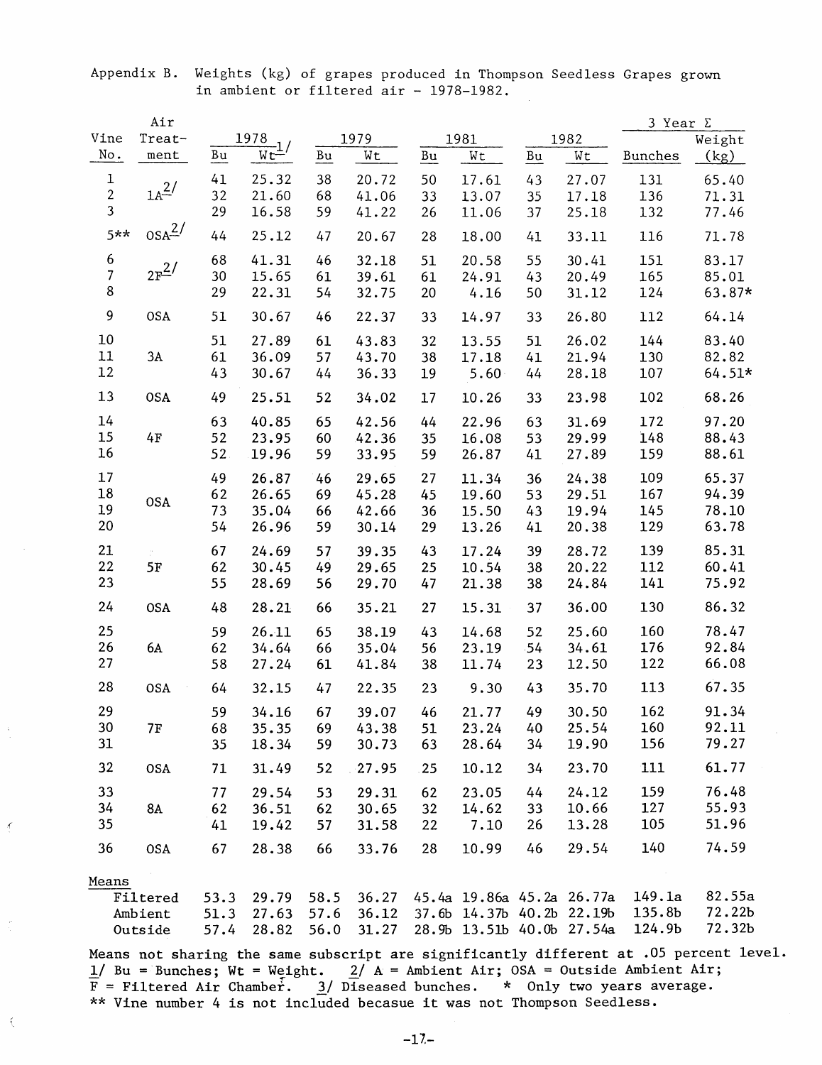Appendix B. Weights (kg) of grapes produced in Thompson Seedless Grapes grown in ambient or filtered air - 1978-1982.

| Vine No. | Air Treatment | 1978 [1/] Bu | 1978 Wt | 1979 Bu | 1979 Wt | 1981 Bu | 1981 Wt | 1982 Bu | 1982 Wt | 3 Year Σ Bunches | 3 Year Σ Weight (kg) |
|---|---|---|---|---|---|---|---|---|---|---|---|
| 1 | 1A [2/] | 41 | 25.32 | 38 | 20.72 | 50 | 17.61 | 43 | 27.07 | 131 | 65.40 |
| 2 | | 32 | 21.60 | 68 | 41.06 | 33 | 13.07 | 35 | 17.18 | 136 | 71.31 |
| 3 | | 29 | 16.58 | 59 | 41.22 | 26 | 11.06 | 37 | 25.18 | 132 | 77.46 |
| 5** | OSA [2/] | 44 | 25.12 | 47 | 20.67 | 28 | 18.00 | 41 | 33.11 | 116 | 71.78 |
| 6 | 2F [2/] | 68 | 41.31 | 46 | 32.18 | 51 | 20.58 | 55 | 30.41 | 151 | 83.17 |
| 7 | | 30 | 15.65 | 61 | 39.61 | 61 | 24.91 | 43 | 20.49 | 165 | 85.01 |
| 8 | | 29 | 22.31 | 54 | 32.75 | 20 | 4.16 | 50 | 31.12 | 124 | 63.87* |
| 9 | OSA | 51 | 30.67 | 46 | 22.37 | 33 | 14.97 | 33 | 26.80 | 112 | 64.14 |
| 10 | 3A | 51 | 27.89 | 61 | 43.83 | 32 | 13.55 | 51 | 26.02 | 144 | 83.40 |
| 11 | | 61 | 36.09 | 57 | 43.70 | 38 | 17.18 | 41 | 21.94 | 130 | 82.82 |
| 12 | | 43 | 30.67 | 44 | 36.33 | 19 | 5.60 | 44 | 28.18 | 107 | 64.51* |
| 13 | OSA | 49 | 25.51 | 52 | 34.02 | 17 | 10.26 | 33 | 23.98 | 102 | 68.26 |
| 14 | 4F | 63 | 40.85 | 65 | 42.56 | 44 | 22.96 | 63 | 31.69 | 172 | 97.20 |
| 15 | | 52 | 23.95 | 60 | 42.36 | 35 | 16.08 | 53 | 29.99 | 148 | 88.43 |
| 16 | | 52 | 19.96 | 59 | 33.95 | 59 | 26.87 | 41 | 27.89 | 159 | 88.61 |
| 17 | OSA | 49 | 26.87 | 46 | 29.65 | 27 | 11.34 | 36 | 24.38 | 109 | 65.37 |
| 18 | | 62 | 26.65 | 69 | 45.28 | 45 | 19.60 | 53 | 29.51 | 167 | 94.39 |
| 19 | | 73 | 35.04 | 66 | 42.66 | 36 | 15.50 | 43 | 19.94 | 145 | 78.10 |
| 20 | | 54 | 26.96 | 59 | 30.14 | 29 | 13.26 | 41 | 20.38 | 129 | 63.78 |
| 21 | 5F | 67 | 24.69 | 57 | 39.35 | 43 | 17.24 | 39 | 28.72 | 139 | 85.31 |
| 22 | | 62 | 30.45 | 49 | 29.65 | 25 | 10.54 | 38 | 20.22 | 112 | 60.41 |
| 23 | | 55 | 28.69 | 56 | 29.70 | 47 | 21.38 | 38 | 24.84 | 141 | 75.92 |
| 24 | OSA | 48 | 28.21 | 66 | 35.21 | 27 | 15.31 | 37 | 36.00 | 130 | 86.32 |
| 25 | 6A | 59 | 26.11 | 65 | 38.19 | 43 | 14.68 | 52 | 25.60 | 160 | 78.47 |
| 26 | | 62 | 34.64 | 66 | 35.04 | 56 | 23.19 | 54 | 34.61 | 176 | 92.84 |
| 27 | | 58 | 27.24 | 61 | 41.84 | 38 | 11.74 | 23 | 12.50 | 122 | 66.08 |
| 28 | OSA | 64 | 32.15 | 47 | 22.35 | 23 | 9.30 | 43 | 35.70 | 113 | 67.35 |
| 29 | 7F | 59 | 34.16 | 67 | 39.07 | 46 | 21.77 | 49 | 30.50 | 162 | 91.34 |
| 30 | | 68 | 35.35 | 69 | 43.38 | 51 | 23.24 | 40 | 25.54 | 160 | 92.11 |
| 31 | | 35 | 18.34 | 59 | 30.73 | 63 | 28.64 | 34 | 19.90 | 156 | 79.27 |
| 32 | OSA | 71 | 31.49 | 52 | 27.95 | 25 | 10.12 | 34 | 23.70 | 111 | 61.77 |
| 33 | 8A | 77 | 29.54 | 53 | 29.31 | 62 | 23.05 | 44 | 24.12 | 159 | 76.48 |
| 34 | | 62 | 36.51 | 62 | 30.65 | 32 | 14.62 | 33 | 10.66 | 127 | 55.93 |
| 35 | | 41 | 19.42 | 57 | 31.58 | 22 | 7.10 | 26 | 13.28 | 105 | 51.96 |
| 36 | OSA | 67 | 28.38 | 66 | 33.76 | 28 | 10.99 | 46 | 29.54 | 140 | 74.59 |
| **Means** | | | | | | | | | | | |
| Filtered | | 53.3 | 29.79 | 58.5 | 36.27 | 45.4a | 19.86a | 45.2a | 26.77a | 149.1a | 82.55a |
| Ambient | | 51.3 | 27.63 | 57.6 | 36.12 | 37.6b | 14.37b | 40.2b | 22.19b | 135.8b | 72.22b |
| Outside | | 57.4 | 28.82 | 56.0 | 31.27 | 28.9b | 13.51b | 40.0b | 27.54a | 124.9b | 72.32b |

Means not sharing the same subscript are significantly different at .05 percent level.
1/ Bu = Bunches; Wt = Weight. 2/ A = Ambient Air; OSA = Outside Ambient Air; F = Filtered Air Chamber. 3/ Diseased bunches. * Only two years average.
** Vine number 4 is not included becasue it was not Thompson Seedless.